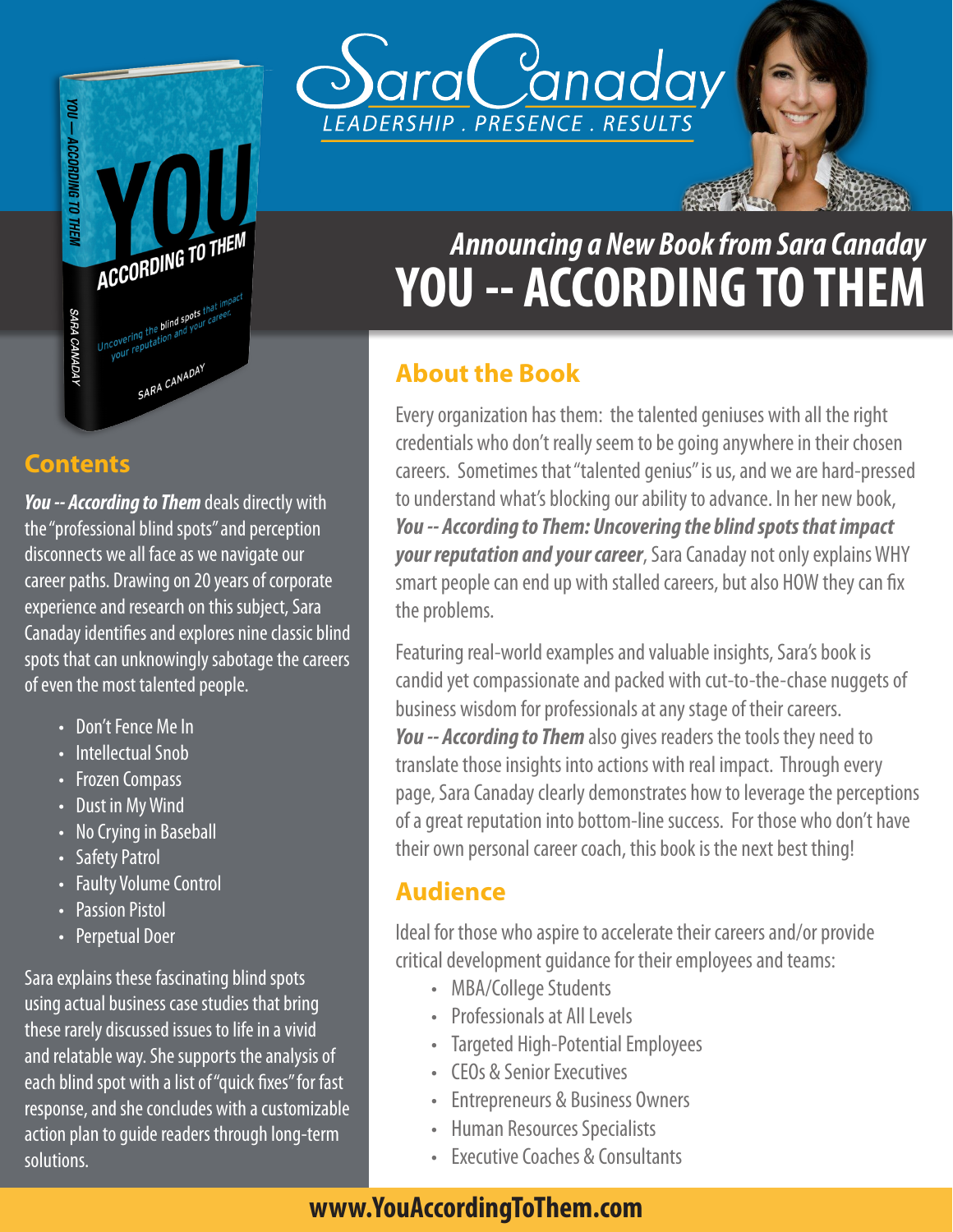# Sara Canaday

LEADERSHIP . PRESENCE . RESULTS

## *Announcing a New Book from Sara Canaday*
# YOU -- ACCORDING TO THEM

## Contents

***You -- According to Them*** deals directly with the "professional blind spots" and perception disconnects we all face as we navigate our career paths. Drawing on 20 years of corporate experience and research on this subject, Sara Canaday identifies and explores nine classic blind spots that can unknowingly sabotage the careers of even the most talented people.

- Don't Fence Me In
- Intellectual Snob
- Frozen Compass
- Dust in My Wind
- No Crying in Baseball
- Safety Patrol
- Faulty Volume Control
- Passion Pistol
- Perpetual Doer

Sara explains these fascinating blind spots using actual business case studies that bring these rarely discussed issues to life in a vivid and relatable way. She supports the analysis of each blind spot with a list of "quick fixes" for fast response, and she concludes with a customizable action plan to guide readers through long-term solutions.

## About the Book

Every organization has them: the talented geniuses with all the right credentials who don't really seem to be going anywhere in their chosen careers. Sometimes that "talented genius" is us, and we are hard-pressed to understand what's blocking our ability to advance. In her new book, ***You -- According to Them: Uncovering the blind spots that impact your reputation and your career***, Sara Canaday not only explains WHY smart people can end up with stalled careers, but also HOW they can fix the problems.

Featuring real-world examples and valuable insights, Sara's book is candid yet compassionate and packed with cut-to-the-chase nuggets of business wisdom for professionals at any stage of their careers. ***You -- According to Them*** also gives readers the tools they need to translate those insights into actions with real impact. Through every page, Sara Canaday clearly demonstrates how to leverage the perceptions of a great reputation into bottom-line success. For those who don't have their own personal career coach, this book is the next best thing!

## Audience

Ideal for those who aspire to accelerate their careers and/or provide critical development guidance for their employees and teams:

- MBA/College Students
- Professionals at All Levels
- Targeted High-Potential Employees
- CEOs & Senior Executives
- Entrepreneurs & Business Owners
- Human Resources Specialists
- Executive Coaches & Consultants

**www.YouAccordingToThem.com**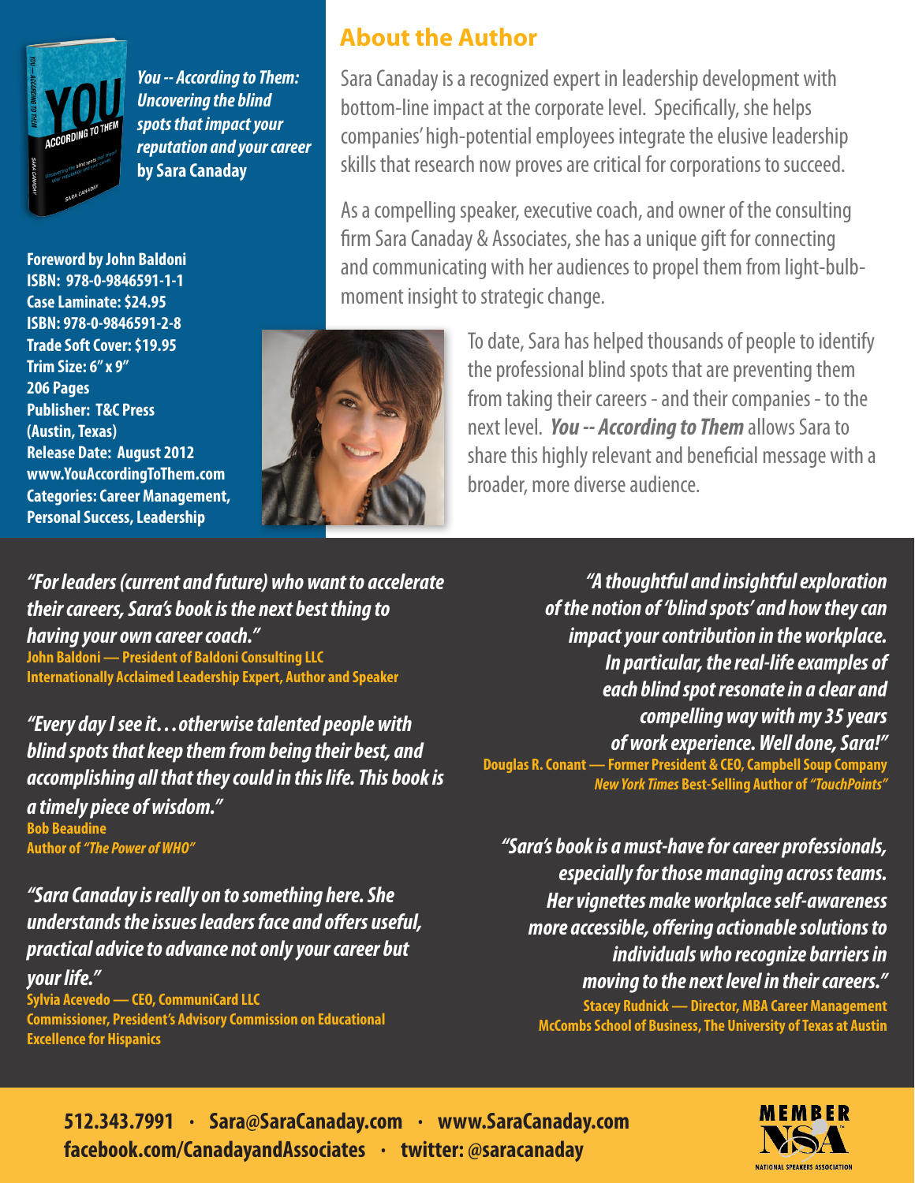***You -- According to Them: Uncovering the blind spots that impact your reputation and your career* by Sara Canaday**

**Foreword by John Baldoni**
**ISBN: 978-0-9846591-1-1**
**Case Laminate: $24.95**
**ISBN: 978-0-9846591-2-8**
**Trade Soft Cover: $19.95**
**Trim Size: 6" x 9"**
**206 Pages**
**Publisher: T&C Press (Austin, Texas)**
**Release Date: August 2012**
**www.YouAccordingToThem.com**
**Categories: Career Management, Personal Success, Leadership**

## About the Author

Sara Canaday is a recognized expert in leadership development with bottom-line impact at the corporate level. Specifically, she helps companies' high-potential employees integrate the elusive leadership skills that research now proves are critical for corporations to succeed.

As a compelling speaker, executive coach, and owner of the consulting firm Sara Canaday & Associates, she has a unique gift for connecting and communicating with her audiences to propel them from light-bulb-moment insight to strategic change.

To date, Sara has helped thousands of people to identify the professional blind spots that are preventing them from taking their careers - and their companies - to the next level. ***You -- According to Them*** allows Sara to share this highly relevant and beneficial message with a broader, more diverse audience.

***"For leaders (current and future) who want to accelerate their careers, Sara's book is the next best thing to having your own career coach."***
**John Baldoni — President of Baldoni Consulting LLC**
**Internationally Acclaimed Leadership Expert, Author and Speaker**

***"Every day I see it…otherwise talented people with blind spots that keep them from being their best, and accomplishing all that they could in this life. This book is a timely piece of wisdom."***
**Bob Beaudine**
**Author of *"The Power of WHO"***

***"Sara Canaday is really on to something here. She understands the issues leaders face and offers useful, practical advice to advance not only your career but your life."***
**Sylvia Acevedo — CEO, CommuniCard LLC**
**Commissioner, President's Advisory Commission on Educational Excellence for Hispanics**

***"A thoughtful and insightful exploration of the notion of 'blind spots' and how they can impact your contribution in the workplace. In particular, the real-life examples of each blind spot resonate in a clear and compelling way with my 35 years of work experience. Well done, Sara!"***
**Douglas R. Conant — Former President & CEO, Campbell Soup Company**
***New York Times* Best-Selling Author of *"TouchPoints"***

***"Sara's book is a must-have for career professionals, especially for those managing across teams. Her vignettes make workplace self-awareness more accessible, offering actionable solutions to individuals who recognize barriers in moving to the next level in their careers."***
**Stacey Rudnick — Director, MBA Career Management**
**McCombs School of Business, The University of Texas at Austin**

**512.343.7991 · Sara@SaraCanaday.com · www.SaraCanaday.com**
**facebook.com/CanadayandAssociates · twitter: @saracanaday**

MEMBER NSA NATIONAL SPEAKERS ASSOCIATION